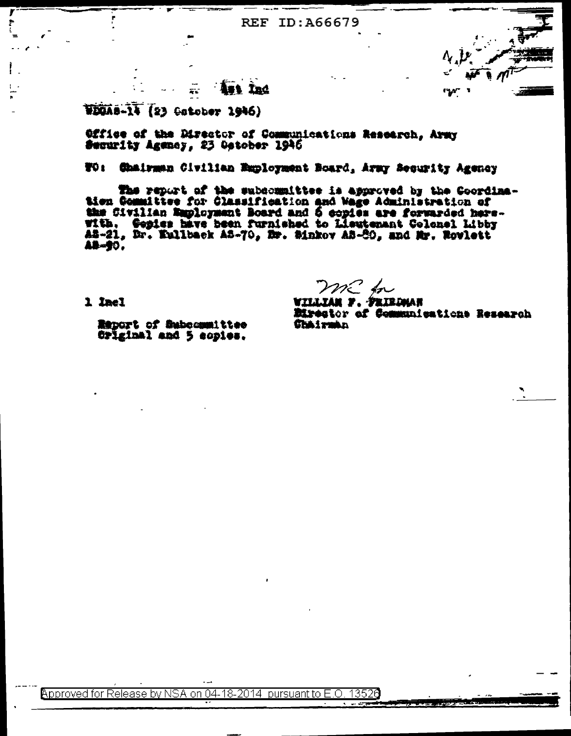REF ID:A66679

1st Ind

WDGAS-14 (23 October 1946)

Office of the Director of Communications Research, Army Security Agency, 23 October 1946

TO: Chairman Civilian Employment Board, Army Security Agency

The report of the subcommittee is approved by the Coordination Committee for Classification and Wage Administration of the Civilian Employment Board and 6 copies are forwarded herewith. Copies have been furnished to Lieutenant Colonel Libby AS-21, Dr. Kullback AS-70, Dr. Sinkov AS-80, and Mr. Rowlett AS-90.

1 Incl

Report of Subcommittee Original and 5 copies.

WILLIAM F. FRIEDMAN
Director of Communications Research
Chairman

Approved for Release by NSA on 04-18-2014 pursuant to E.O. 13526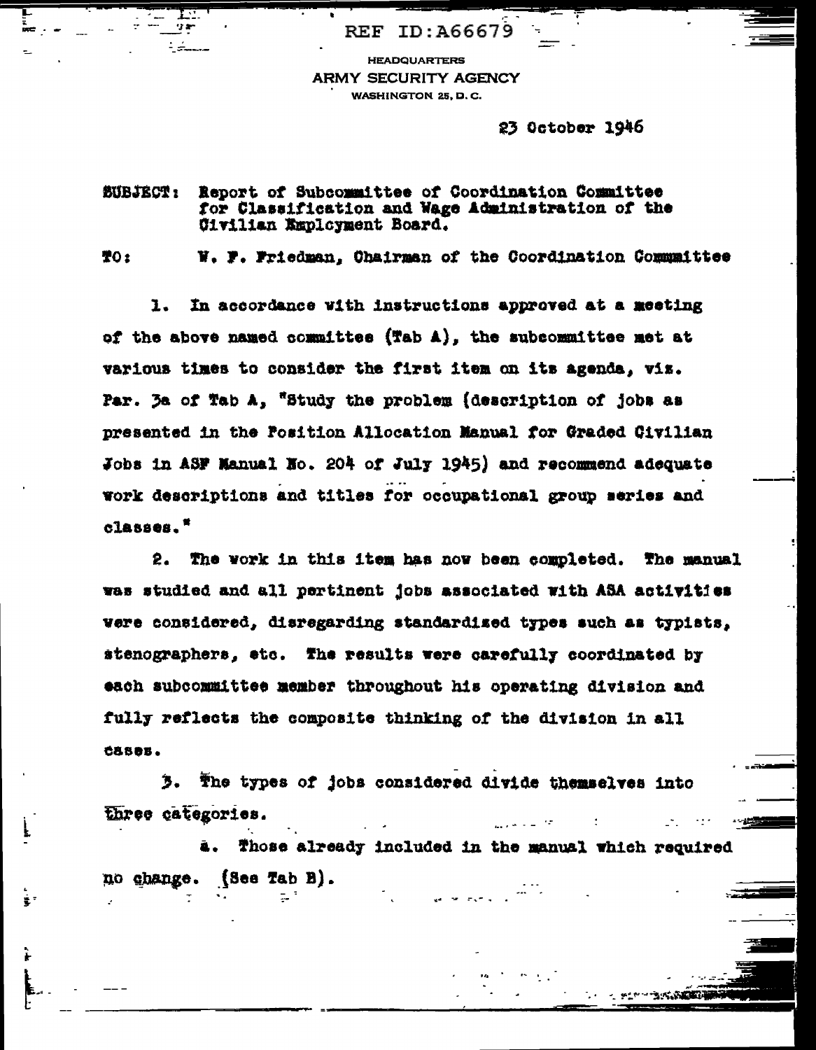HEADQUARTERS
ARMY SECURITY AGENCY
WASHINGTON 25, D. C.

23 October 1946

SUBJECT: Report of Subcommittee of Coordination Committee for Classification and Wage Administration of the Civilian Employment Board.

TO: W. F. Friedman, Chairman of the Coordination Committee

1. In accordance with instructions approved at a meeting of the above named committee (Tab A), the subcommittee met at various times to consider the first item on its agenda, viz. Par. 3a of Tab A, "Study the problem (description of jobs as presented in the Position Allocation Manual for Graded Civilian Jobs in ASF Manual No. 204 of July 1945) and recommend adequate work descriptions and titles for occupational group series and classes."

2. The work in this item has now been completed. The manual was studied and all pertinent jobs associated with ASA activities were considered, disregarding standardized types such as typists, stenographers, etc. The results were carefully coordinated by each subcommittee member throughout his operating division and fully reflects the composite thinking of the division in all cases.

3. The types of jobs considered divide themselves into three categories.

a. Those already included in the manual which required no change. (See Tab B).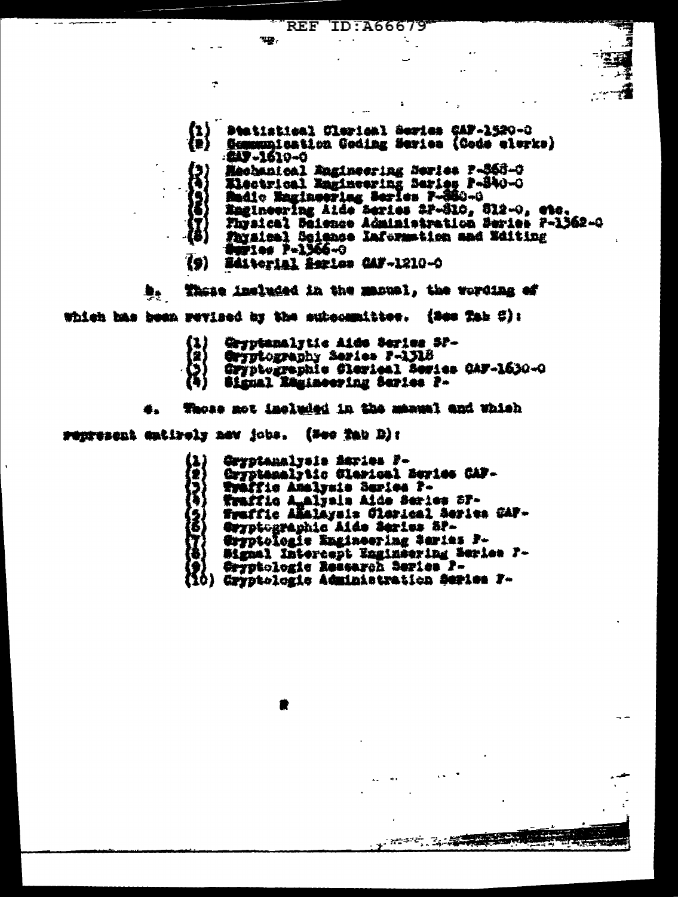(1) Statistical Clerical Series CAF-1520-0
(2) Communication Coding Series (Code clerks) CAF-1610-0
(3) Mechanical Engineering Series P-858-0
(4) Electrical Engineering Series P-840-0
(5) Radio Engineering Series P-850-0
(6) Engineering Aide Series SP-810, 812-0, etc.
(7) Physical Science Administration Series P-1362-0
(8) Physical Science Information and Editing Series P-1366-0
(9) Editorial Series CAF-1210-0

b. Those included in the manual, the wording of which has been revised by the subcommittee. (See Tab C):

(1) Cryptanalytic Aide Series SP-
(2) Cryptography Series P-1318
(3) Cryptographic Clerical Series CAF-1630-0
(4) Signal Engineering Series P-

c. Those not included in the manual and which represent entirely new jobs. (See Tab D):

(1) Cryptanalysis Series P-
(2) Cryptanalytic Clerical Series CAF-
(3) Traffic Analysis Series P-
(4) Traffic Analysis Aide Series SP-
(5) Traffic Analysis Clerical Series CAF-
(6) Cryptographic Aide Series SP-
(7) Cryptologic Engineering Series P-
(8) Signal Intercept Engineering Series P-
(9) Cryptologic Research Series P-
(10) Cryptologic Administration Series P-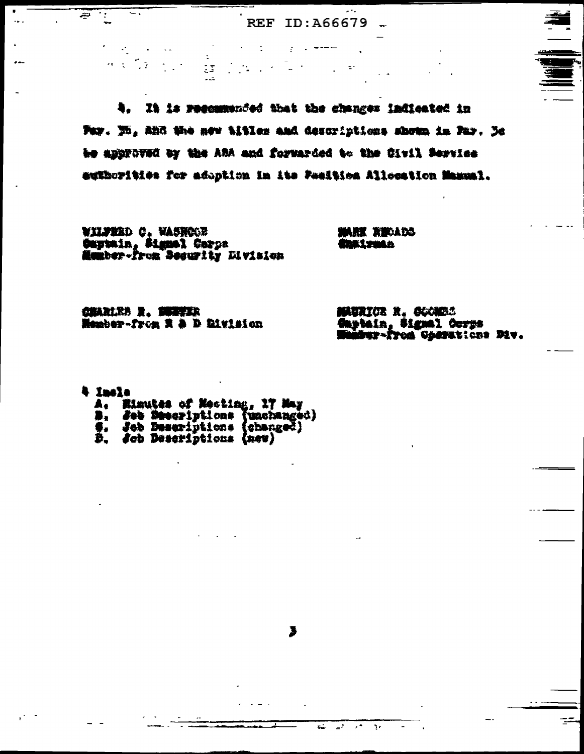4. It is recommended that the changes indicated in Par. 3b, and the new titles and descriptions shown in Par. 3c be approved by the ASA and forwarded to the Civil Service authorities for adoption in its Position Allocation Manual.

WILFRED C. WASHCOE
Captain, Signal Corps
Member-from Security Division

MARK RHOADS
Chairman

CHARLES R. BREWER
Member-from R & D Division

MAURICE R. GOOMBS
Captain, Signal Corps
Member-from Operations Div.

4 Incls
A. Minutes of Meeting, 17 May
B. Job Descriptions (unchanged)
C. Job Descriptions (changed)
D. Job Descriptions (new)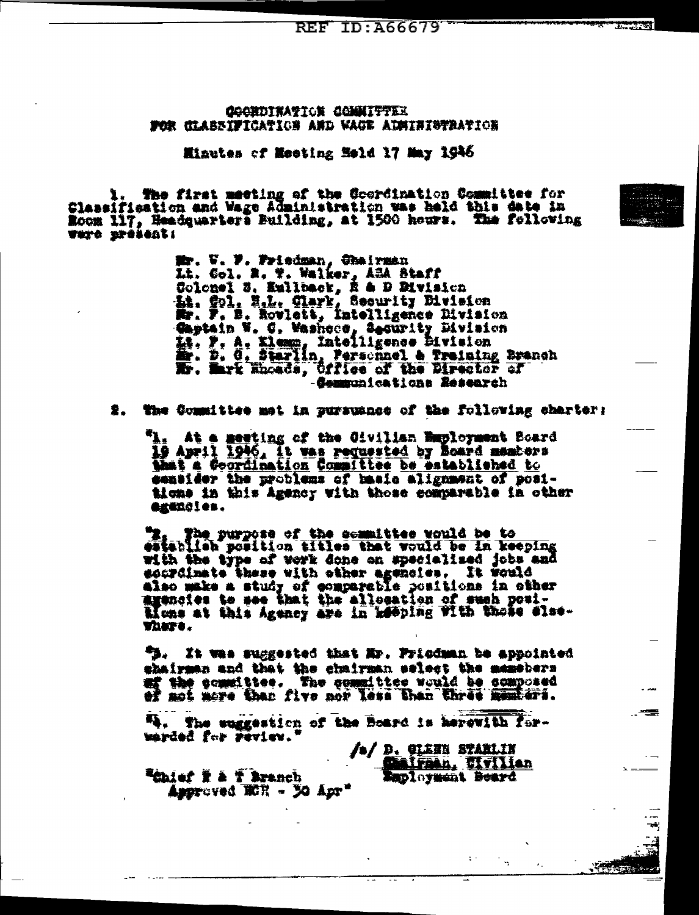COORDINATION COMMITTEE
FOR CLASSIFICATION AND WAGE ADMINISTRATION

Minutes of Meeting Held 17 May 1946

1. The first meeting of the Coordination Committee for Classification and Wage Administration was held this date in Room 117, Headquarters Building, at 1500 hours. The following were present:

Mr. W. F. Friedman, Chairman
Lt. Col. R. T. Walker, ASA Staff
Colonel S. Kullback, R & D Division
Lt. Col. H.L. Clark, Security Division
Mr. F. B. Rowlett, Intelligence Division
Captain W. G. Washcoe, Security Division
Lt. F. A. Klemm, Intelligence Division
Mr. D. G. Starlin, Personnel & Training Branch
Mr. Mark Rhoads, Office of the Director of Communications Research

2. The Committee met in pursuance of the following charter:

"1. At a meeting of the Civilian Employment Board 19 April 1946, it was requested by Board members that a Coordination Committee be established to consider the problems of basic alignment of positions in this Agency with those comparable in other agencies.

"2. The purpose of the committee would be to establish position titles that would be in keeping with the type of work done on specialized jobs and coordinate these with other agencies. It would also make a study of comparable positions in other agencies to see that the allocation of such positions at this Agency are in keeping with those elsewhere.

"3. It was suggested that Mr. Friedman be appointed chairman and that the chairman select the members of the committee. The committee would be composed of not more than five nor less than three members.

"4. The suggestion of the Board is herewith forwarded for review."

/s/ D. GLENN STARLIN
Chairman, Civilian
Employment Board

"Chief P & T Branch
Approved HCR - 30 Apr"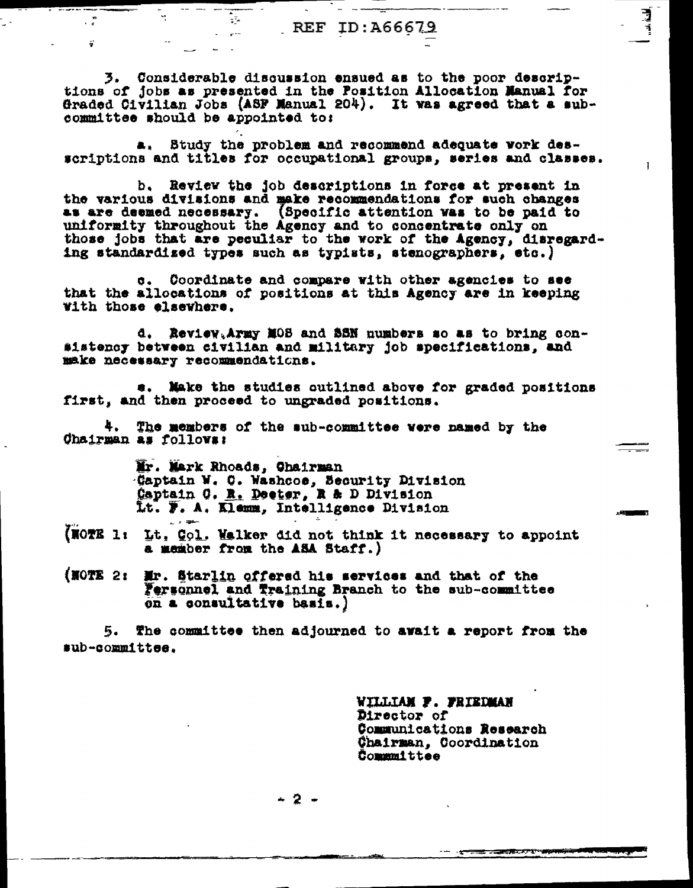3. Considerable discussion ensued as to the poor descriptions of jobs as presented in the Position Allocation Manual for Graded Civilian Jobs (ASF Manual 204). It was agreed that a sub-committee should be appointed to:

a. Study the problem and recommend adequate work descriptions and titles for occupational groups, series and classes.

b. Review the job descriptions in force at present in the various divisions and make recommendations for such changes as are deemed necessary. (Specific attention was to be paid to uniformity throughout the Agency and to concentrate only on those jobs that are peculiar to the work of the Agency, disregarding standardized types such as typists, stenographers, etc.)

c. Coordinate and compare with other agencies to see that the allocations of positions at this Agency are in keeping with those elsewhere.

d. Review Army MOS and SSN numbers so as to bring consistency between civilian and military job specifications, and make necessary recommendations.

e. Make the studies outlined above for graded positions first, and then proceed to ungraded positions.

4. The members of the sub-committee were named by the Chairman as follows:

Mr. Mark Rhoads, Chairman
Captain W. C. Washcoe, Security Division
Captain C. R. Deeter, R & D Division
Lt. F. A. Klemm, Intelligence Division

(NOTE 1: Lt. Col. Walker did not think it necessary to appoint a member from the ASA Staff.)

(NOTE 2: Mr. Starlin offered his services and that of the Personnel and Training Branch to the sub-committee on a consultative basis.)

5. The committee then adjourned to await a report from the sub-committee.

WILLIAM F. FRIEDMAN
Director of
Communications Research
Chairman, Coordination
Committee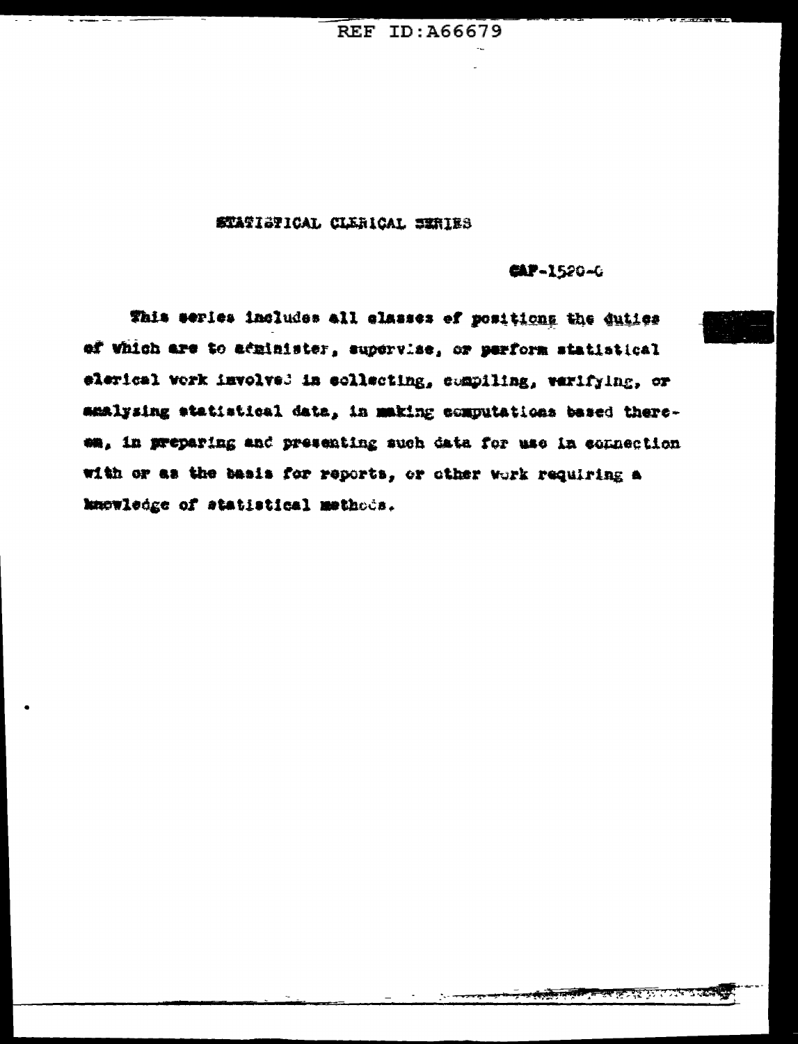## STATISTICAL CLERICAL SERIES

CAF-1520-0

This series includes all classes of positions the duties of which are to administer, supervise, or perform statistical clerical work involved in collecting, compiling, verifying, or analyzing statistical data, in making computations based thereon, in preparing and presenting such data for use in connection with or as the basis for reports, or other work requiring a knowledge of statistical methods.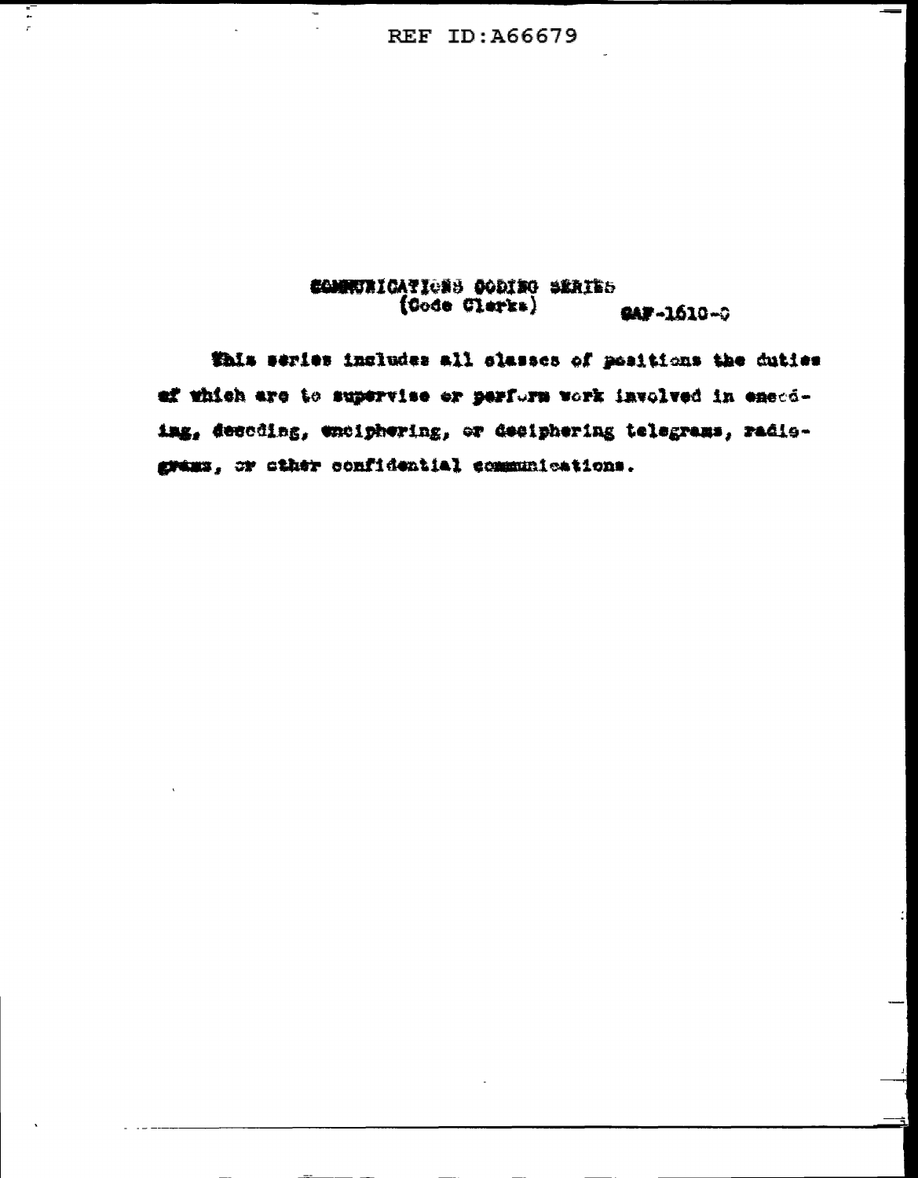COMMUNICATIONS CODING SERIES
(Code Clerks) CAF-1610-0

This series includes all classes of positions the duties of which are to supervise or perform work involved in encoding, decoding, enciphering, or deciphering telegrams, radiograms, or other confidential communications.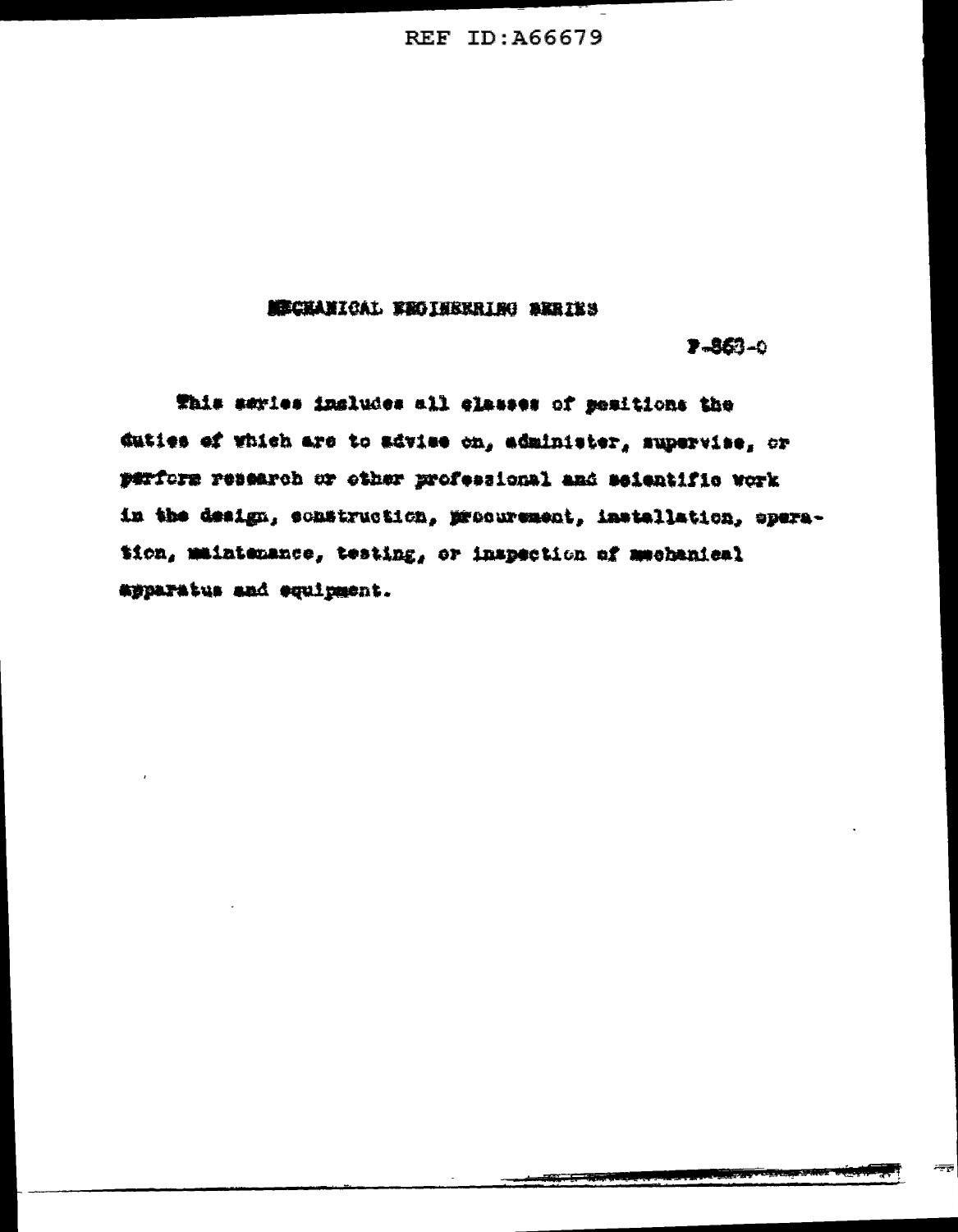## MECHANICAL ENGINEERING SERIES

P-863-0

This series includes all classes of positions the duties of which are to advise on, administer, supervise, or perform research or other professional and scientific work in the design, construction, procurement, installation, operation, maintenance, testing, or inspection of mechanical apparatus and equipment.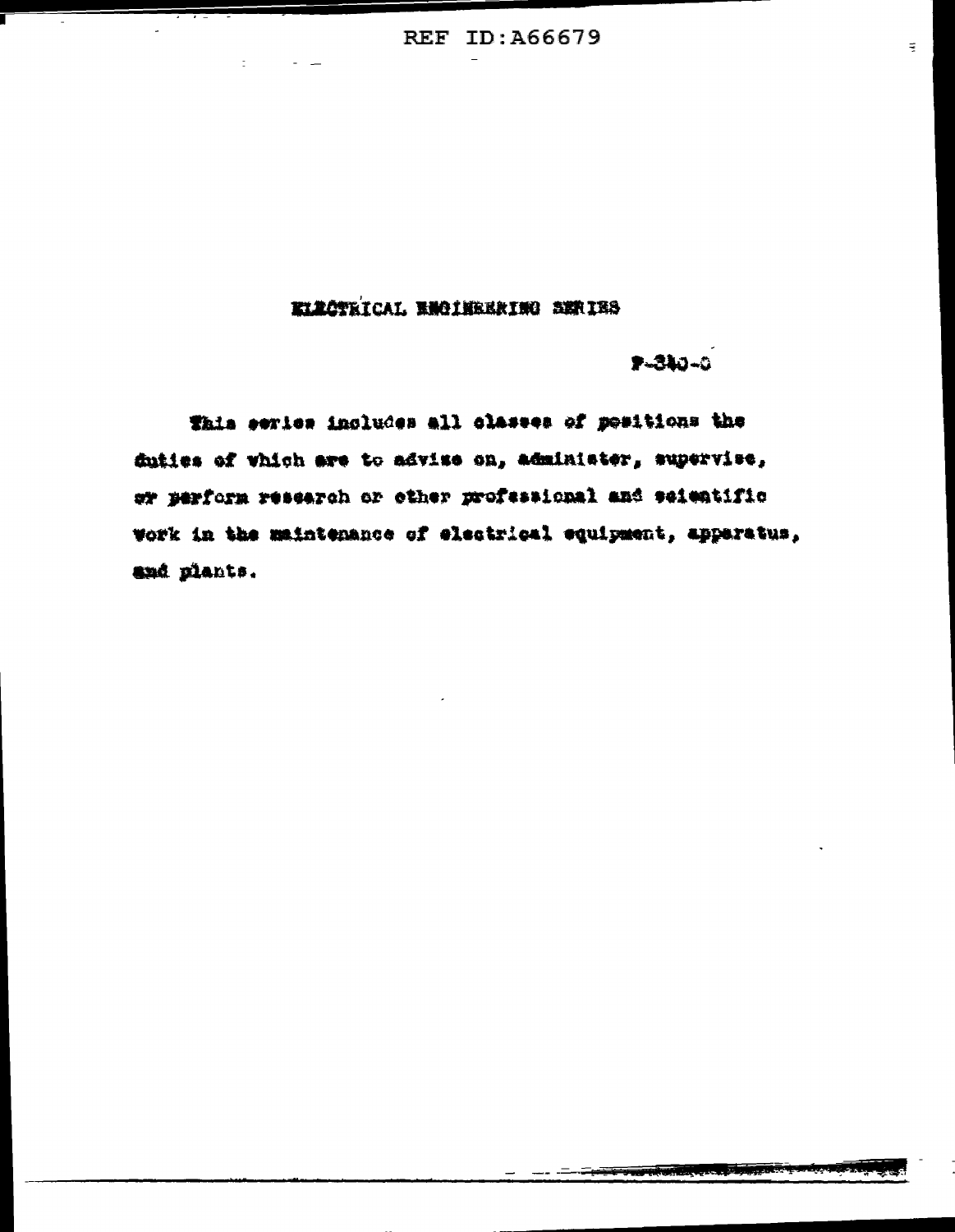# ELECTRICAL ENGINEERING SERIES

P-340-0

This series includes all classes of positions the duties of which are to advise on, administer, supervise, or perform research or other professional and scientific work in the maintenance of electrical equipment, apparatus, and plants.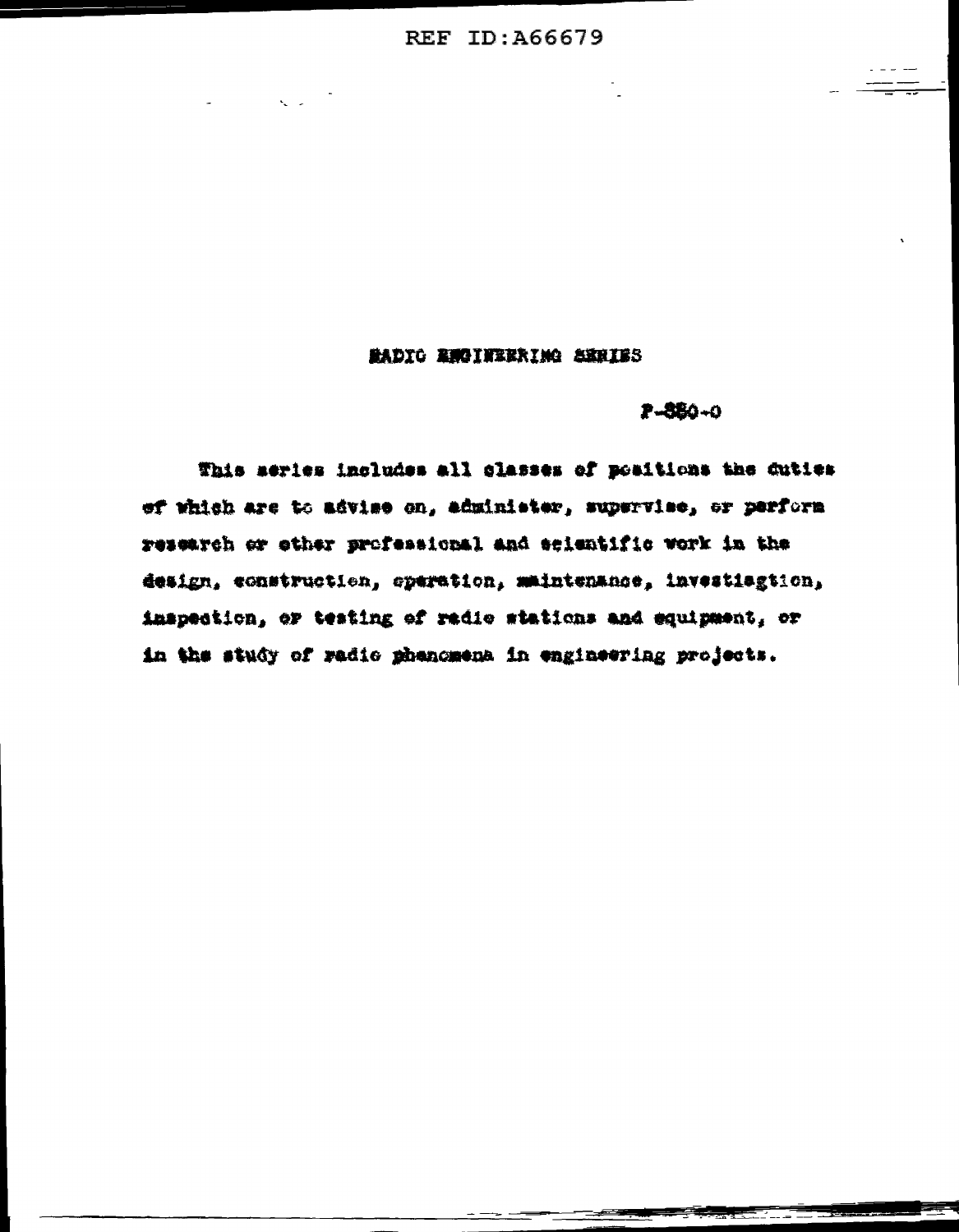## RADIO ENGINEERING SERIES

P-850-0

This series includes all classes of positions the duties of which are to advise on, administer, supervise, or perform research or other professional and scientific work in the design, construction, operation, maintenance, investiagtion, inspection, or testing of radio stations and equipment, or in the study of radio phenomena in engineering projects.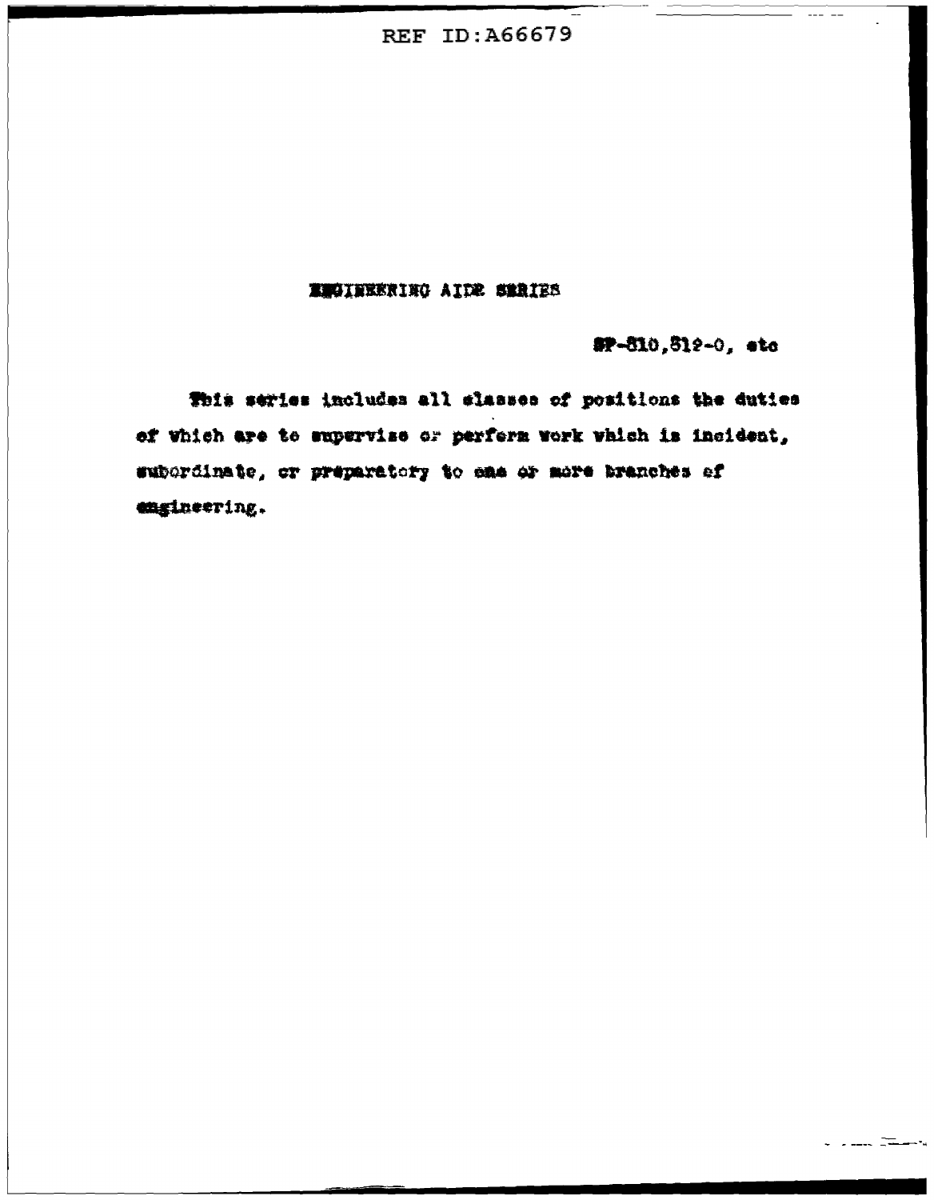## ENGINEERING AIDE SERIES

SP-810,812-0, etc

This series includes all classes of positions the duties of which are to supervise or perform work which is incident, subordinate, or preparatory to one or more branches of engineering.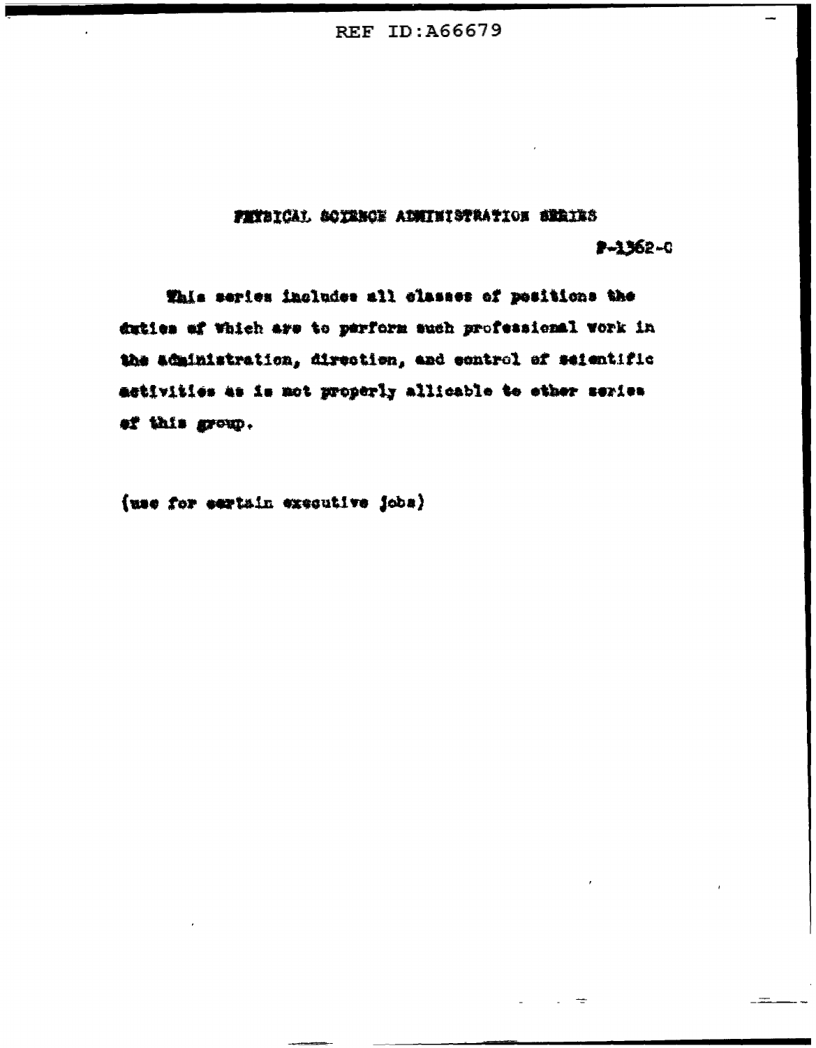## PHYSICAL SCIENCE ADMINISTRATION SERIES

P-1362-C

This series includes all classes of positions the duties of which are to perform such professional work in the administration, direction, and control of scientific activities as is not properly allicable to other series of this group.

(use for certain executive jobs)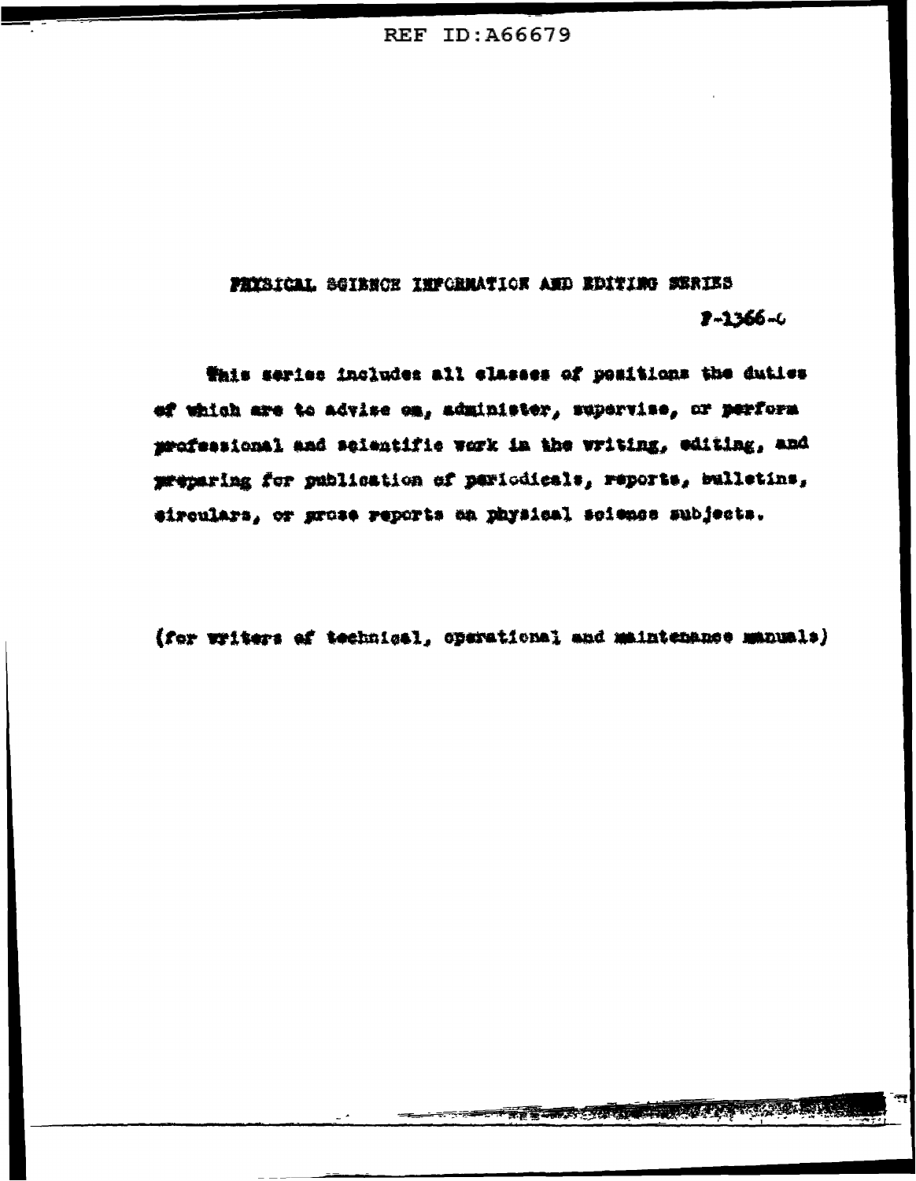## PHYSICAL SCIENCE INFORMATION AND EDITING SERIES

P-1366-0

This series includes all classes of positions the duties of which are to advise on, administer, supervise, or perform professional and scientific work in the writing, editing, and preparing for publication of periodicals, reports, bulletins, circulars, or prose reports on physical science subjects.

(for writers of technical, operational and maintenance manuals)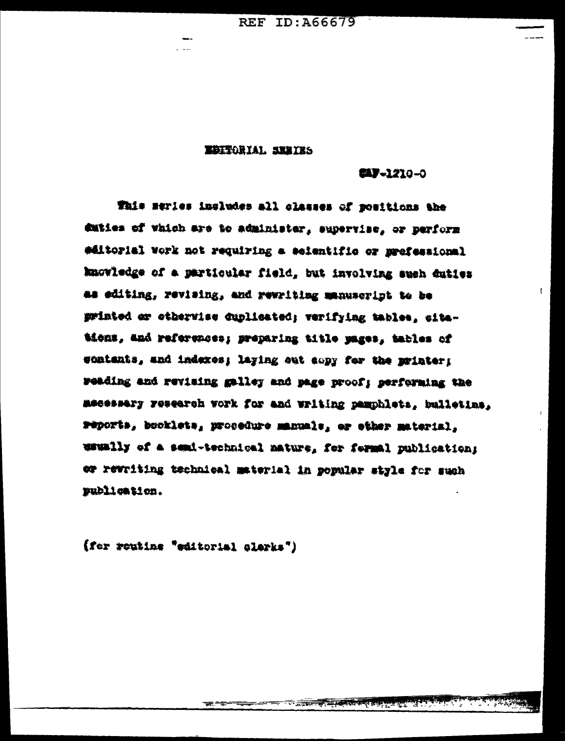EDITORIAL SERIES

CAF-1210-0

This series includes all classes of positions the duties of which are to administer, supervise, or perform editorial work not requiring a scientific or professional knowledge of a particular field, but involving such duties as editing, revising, and rewriting manuscript to be printed or otherwise duplicated; verifying tables, citations, and references; preparing title pages, tables of contents, and indexes; laying out copy for the printer; reading and revising galley and page proof; performing the necessary research work for and writing pamphlets, bulletins, reports, booklets, procedure manuals, or other material, usually of a semi-technical nature, for formal publication; or rewriting technical material in popular style for such publication.

(for routine "editorial clerks")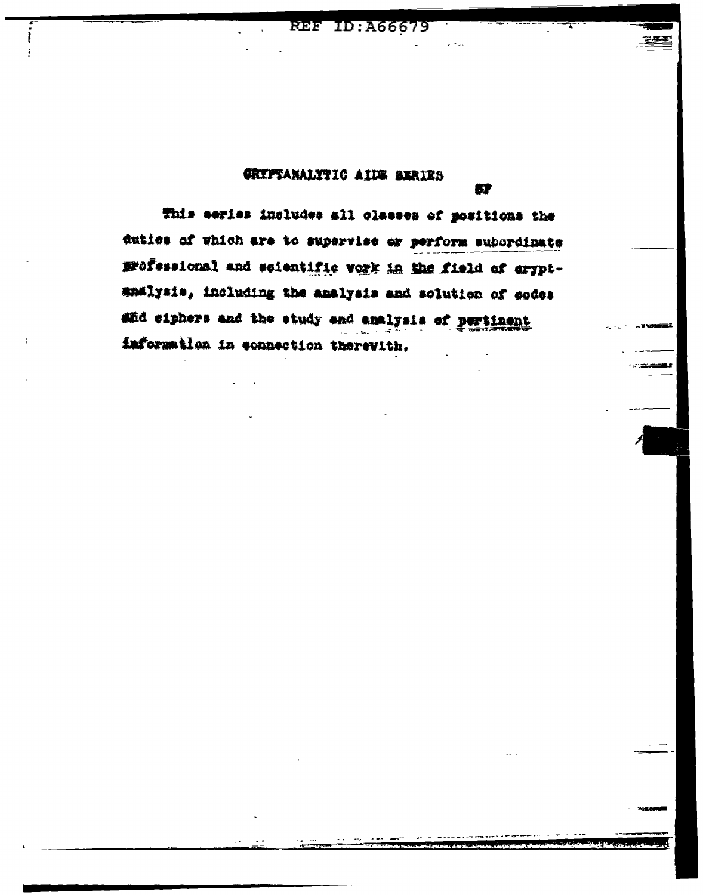# CRYPTANALYTIC AIDE SERIES

SP

This series includes all classes of positions the duties of which are to supervise or perform subordinate professional and scientific work in the field of cryptanalysis, including the analysis and solution of codes and ciphers and the study and analysis of pertinent information in connection therewith.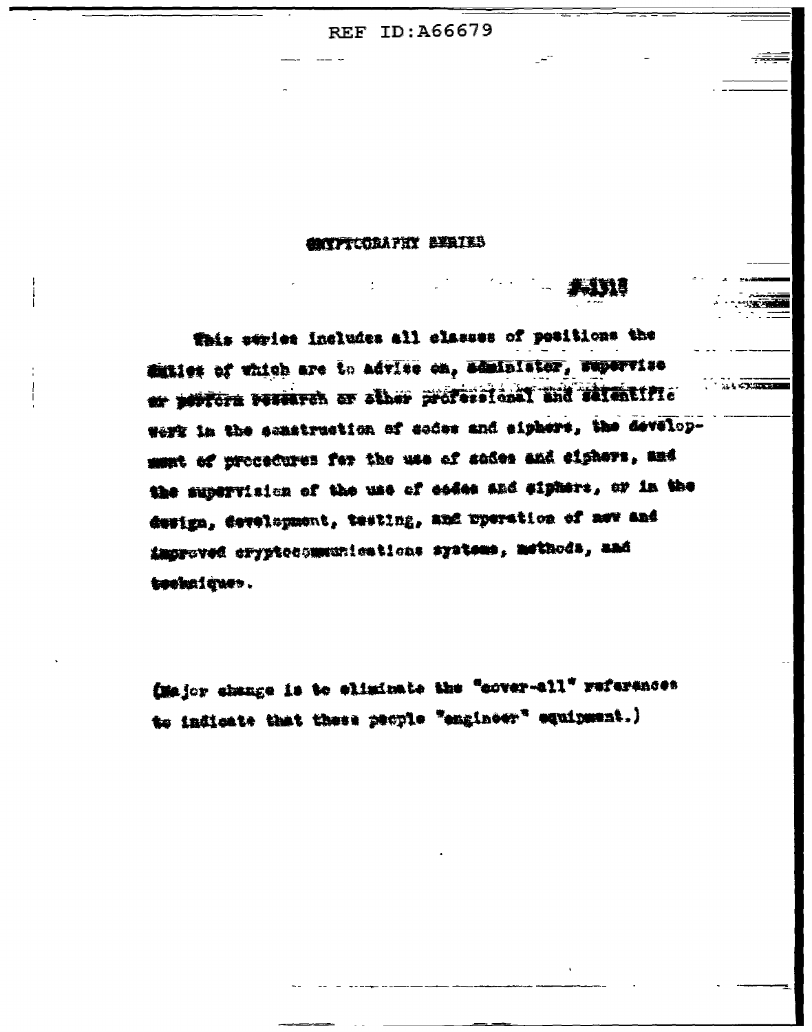REF ID:A66679

CRYPTOGRAPHY SERIES

This series includes all classes of positions the duties of which are to advise on, administer, supervise or perform research or other professional and scientific work in the construction of codes and ciphers, the development of procedures for the use of codes and ciphers, and the supervision of the use of codes and ciphers, or in the design, development, testing, and operation of new and improved cryptocommunications systems, methods, and techniques.

(Major change is to eliminate the "cover-all" references to indicate that these people "engineer" equipment.)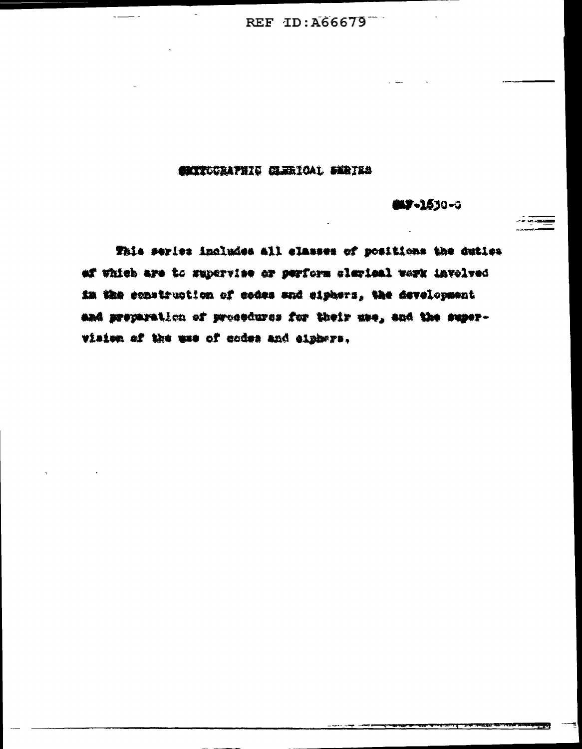## CRYPTOGRAPHIC CLERICAL SERIES

CAF-1530-0

This series includes all classes of positions the duties of which are to supervise or perform clerical work involved in the construction of codes and ciphers, the development and preparation of procedures for their use, and the supervision of the use of codes and ciphers.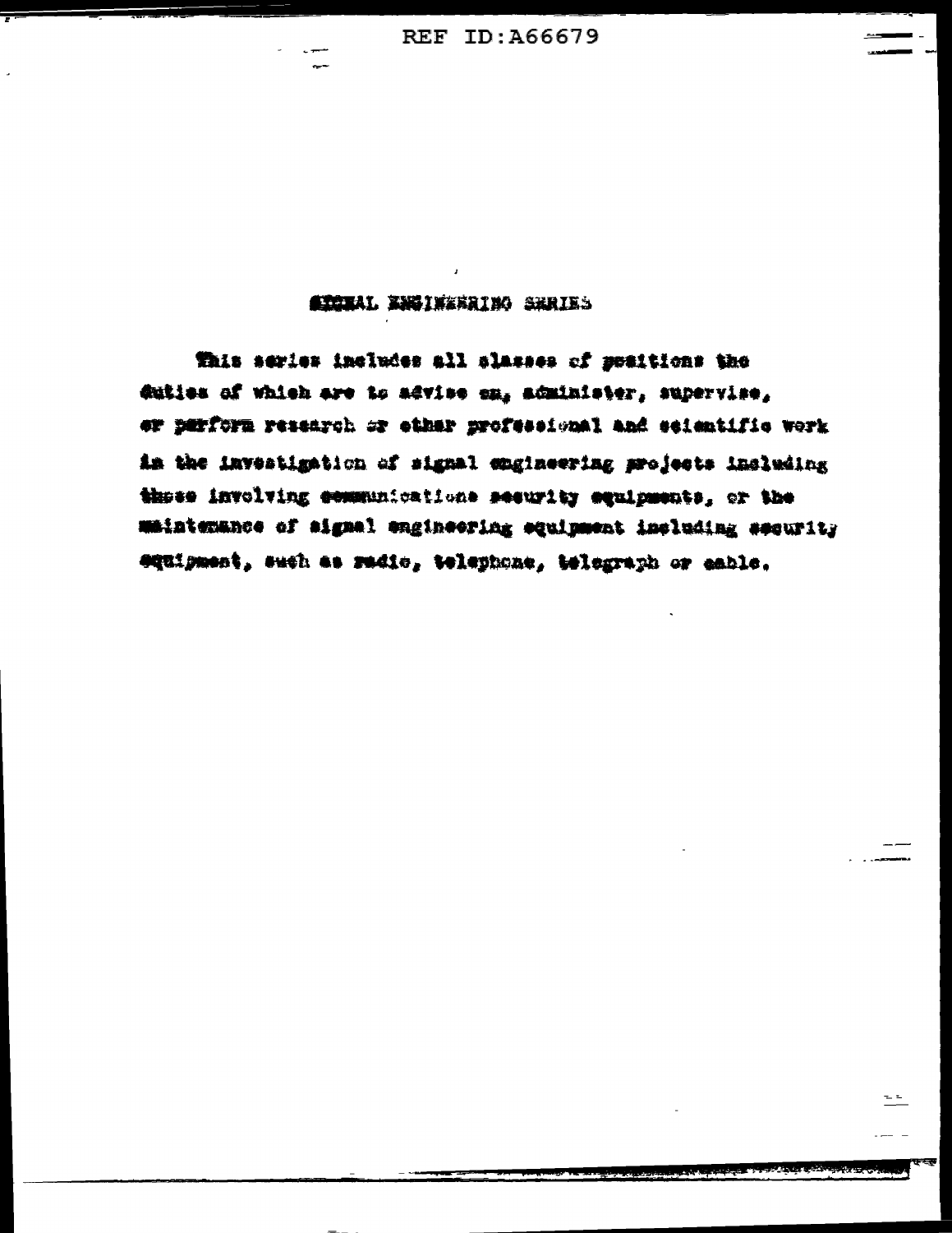## SIGNAL ENGINEERING SERIES

This series includes all classes of positions the duties of which are to advise on, administer, supervise, or perform research or other professional and scientific work in the investigation of signal engineering projects including those involving communications security equipments, or the maintenance of signal engineering equipment including security equipment, such as radio, telephone, telegraph or cable.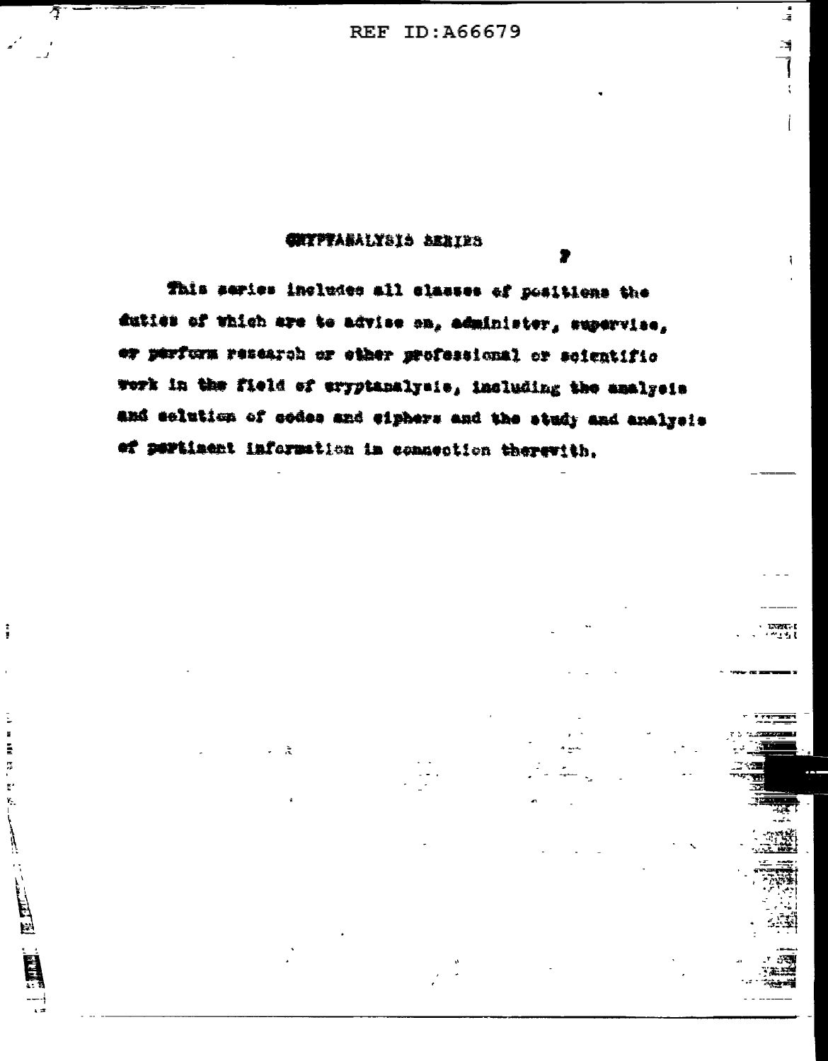## CRYPTANALYSIS SERIES

This series includes all classes of positions the duties of which are to advise on, administer, supervise, or perform research or other professional or scientific work in the field of cryptanalysis, including the analysis and solution of codes and ciphers and the study and analysis of pertinent information in connection therewith.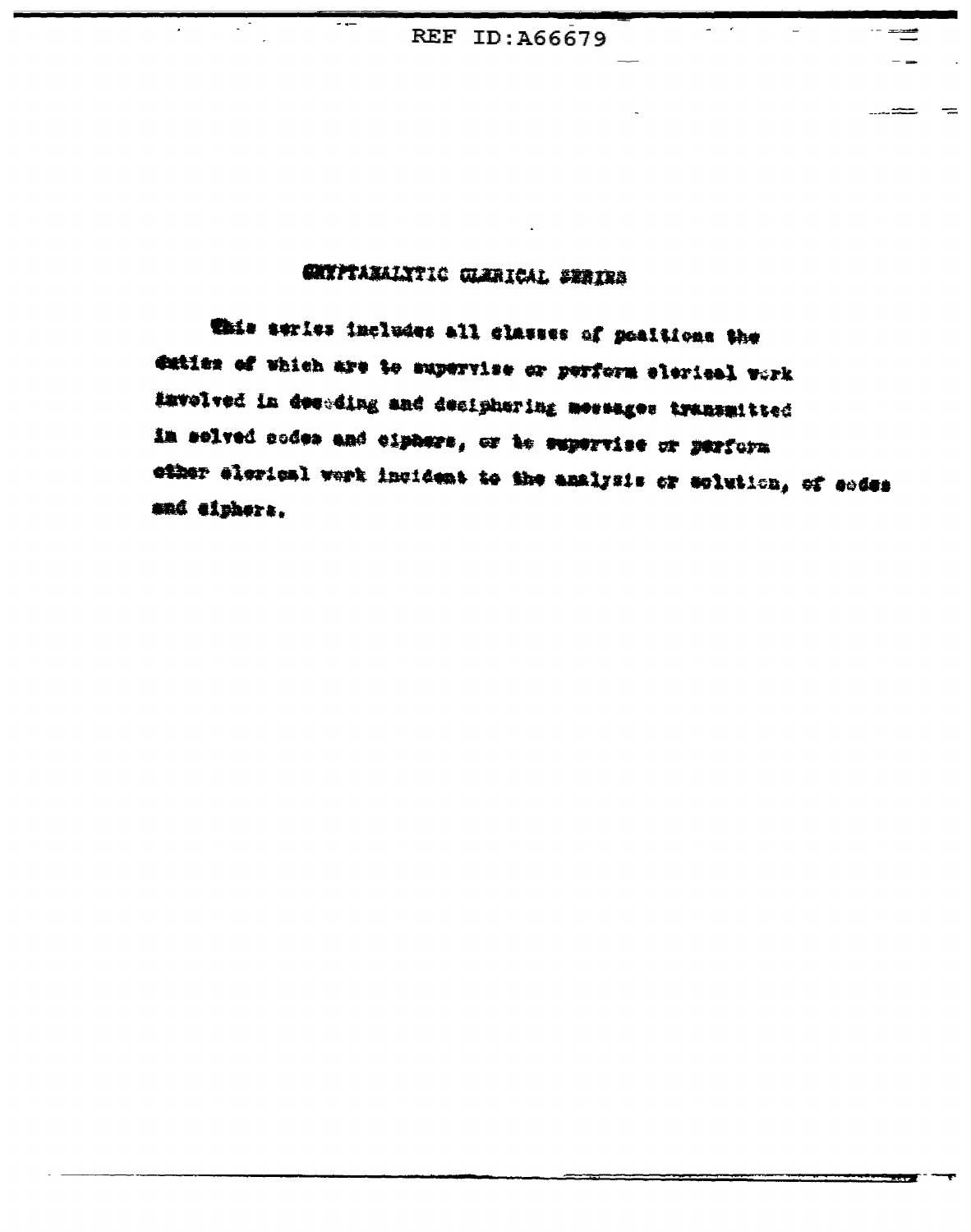## CRYPTANALYTIC CLERICAL SERIES

This series includes all classes of positions the duties of which are to supervise or perform clerical work involved in decoding and deciphering messages transmitted in solved codes and ciphers, or to supervise or perform other clerical work incident to the analysis or solution, of codes and ciphers.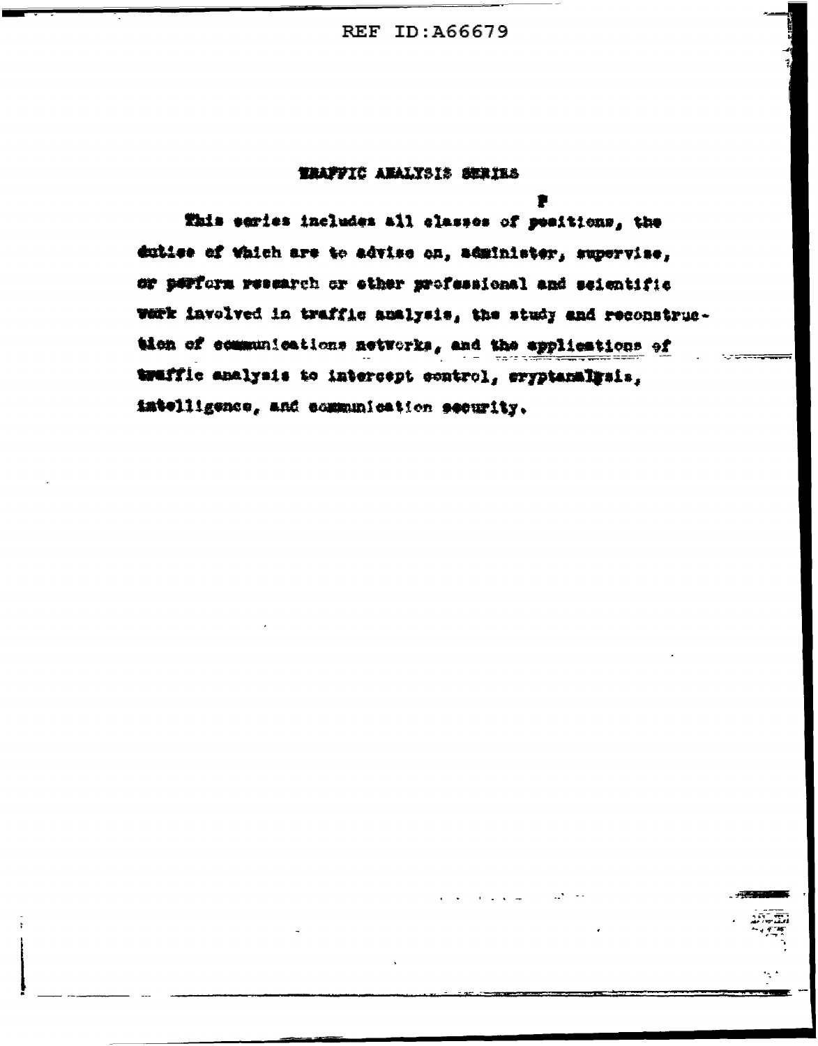## TRAFFIC ANALYSIS SERIES

This series includes all classes of positions, the duties of which are to advise on, administer, supervise, or perform research or other professional and scientific work involved in traffic analysis, the study and reconstruction of communications networks, and the applications of traffic analysis to intercept control, cryptanalysis, intelligence, and communication security.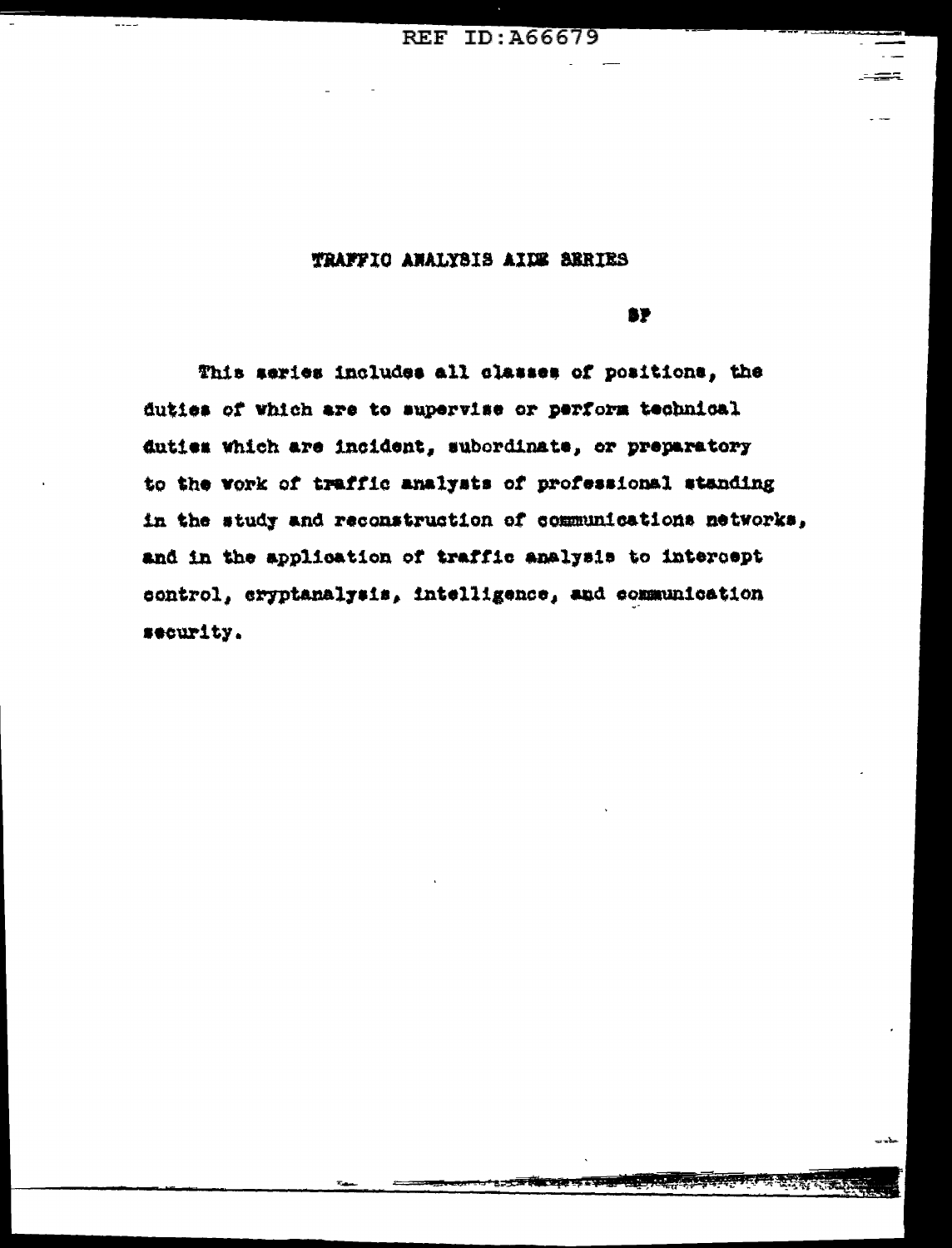# TRAFFIC ANALYSIS AIDE SERIES

SP

This series includes all classes of positions, the duties of which are to supervise or perform technical duties which are incident, subordinate, or preparatory to the work of traffic analysts of professional standing in the study and reconstruction of communications networks, and in the application of traffic analysis to intercept control, cryptanalysis, intelligence, and communication security.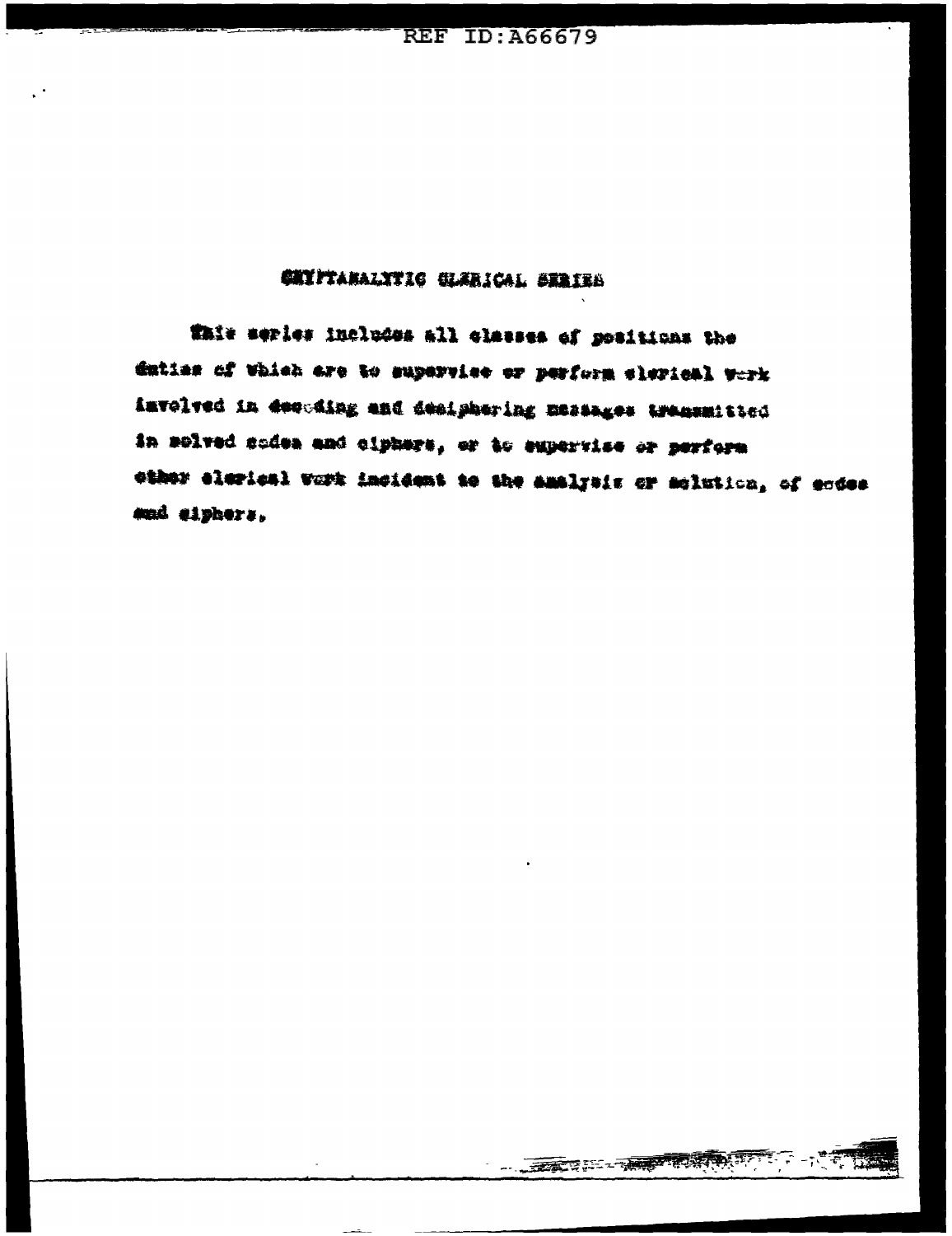## CRYPTANALYTIC CLERICAL SERIES

This series includes all classes of positions the duties of which are to supervise or perform clerical work involved in decoding and deciphering messages transmitted in solved codes and ciphers, or to supervise or perform other clerical work incident to the analysis or solution, of codes and ciphers.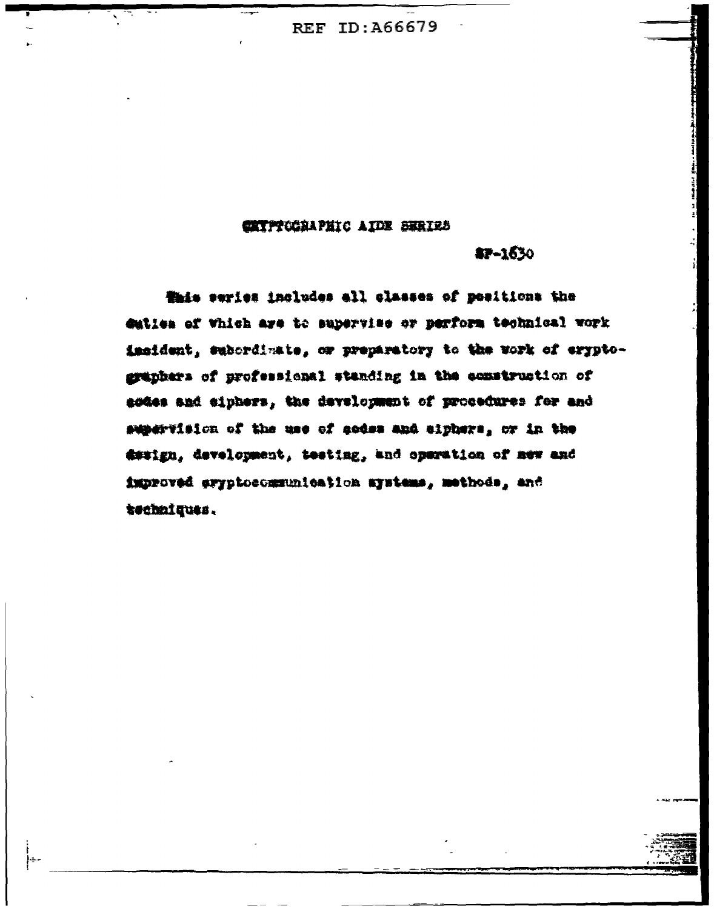## CRYPTOGRAPHIC AIDE SERIES

SP-1630

This series includes all classes of positions the duties of which are to supervise or perform technical work incident, subordinate, or preparatory to the work of cryptographers of professional standing in the construction of codes and ciphers, the development of procedures for and supervision of the use of codes and ciphers, or in the design, development, testing, and operation of new and improved cryptocommunication systems, methods, and techniques.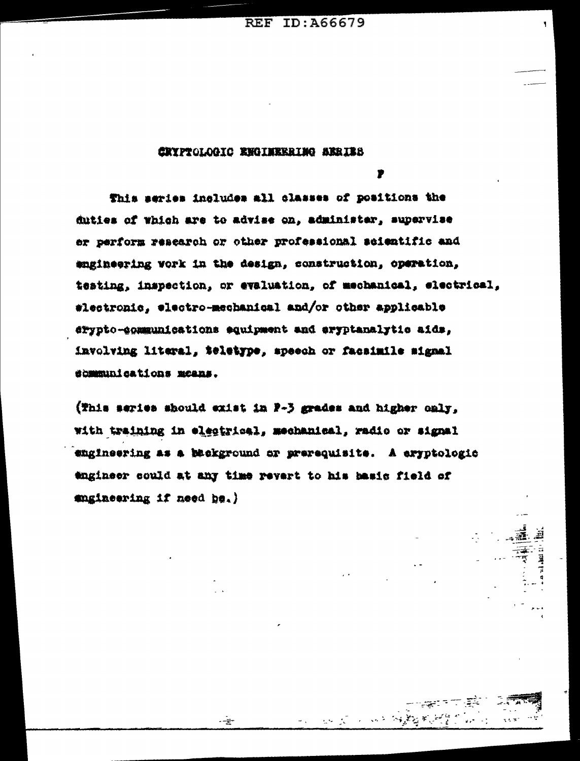## CRYPTOLOGIC ENGINEERING SERIES

P

This series includes all classes of positions the duties of which are to advise on, administer, supervise or perform research or other professional scientific and engineering work in the design, construction, operation, testing, inspection, or evaluation, of mechanical, electrical, electronic, electro-mechanical and/or other applicable crypto-communications equipment and cryptanalytic aids, involving literal, teletype, speech or facsimile signal communications means.

(This series should exist in P-3 grades and higher only, with training in electrical, mechanical, radio or signal engineering as a background or prerequisite. A cryptologic engineer could at any time revert to his basic field of engineering if need be.)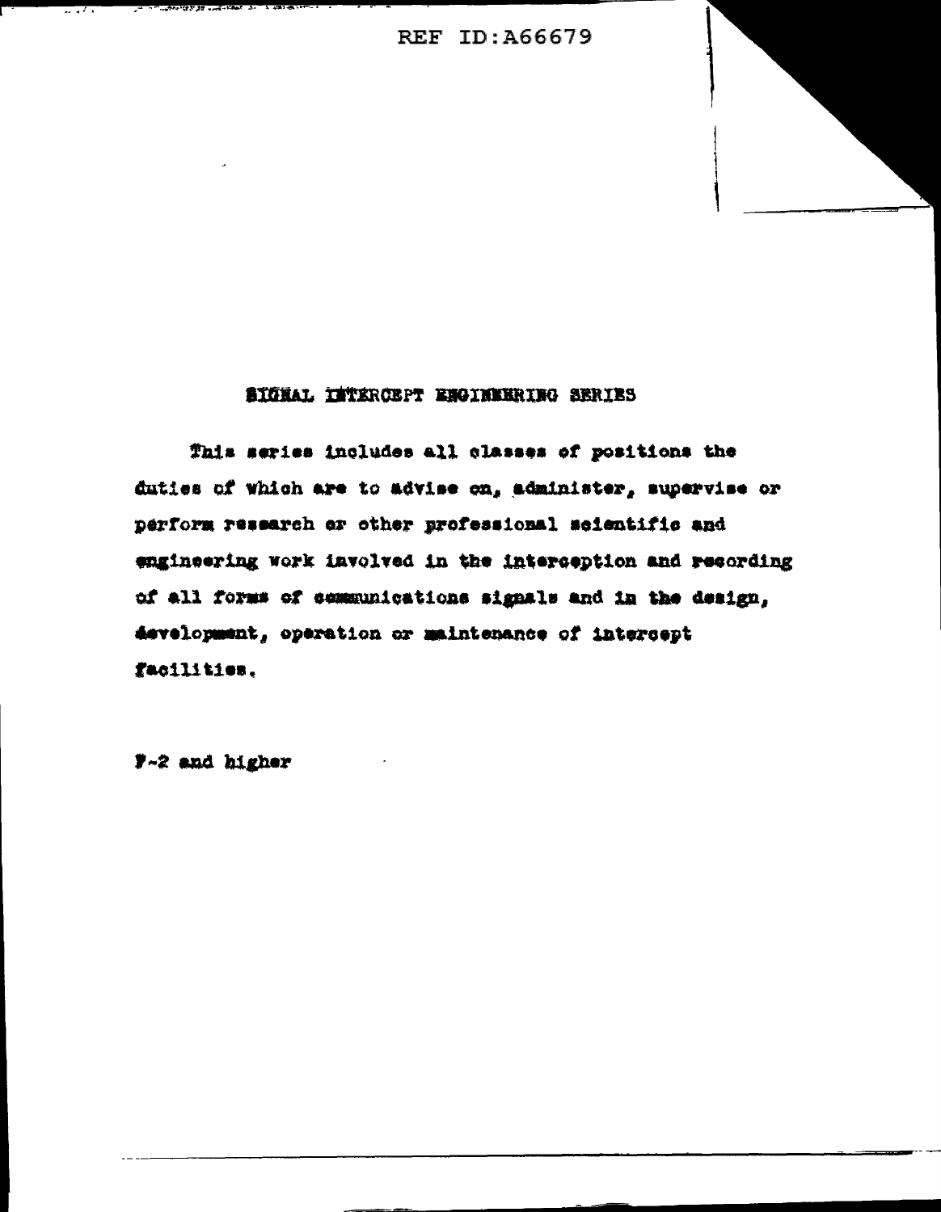## SIGNAL INTERCEPT ENGINEERING SERIES

This series includes all classes of positions the duties of which are to advise on, administer, supervise or perform research or other professional scientific and engineering work involved in the interception and recording of all forms of communications signals and in the design, development, operation or maintenance of intercept facilities.

P-2 and higher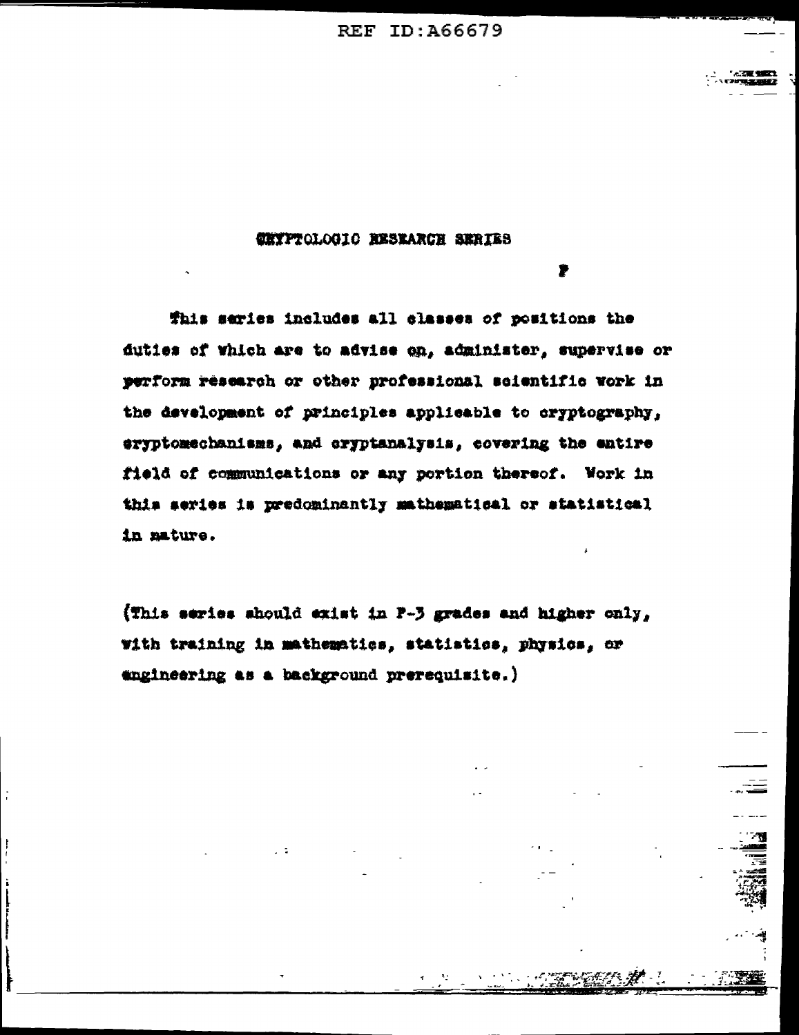# CRYPTOLOGIC RESEARCH SERIES

This series includes all classes of positions the duties of which are to advise on, administer, supervise or perform research or other professional scientific work in the development of principles applicable to cryptography, cryptomechanisms, and cryptanalysis, covering the entire field of communications or any portion thereof. Work in this series is predominantly mathematical or statistical in nature.

(This series should exist in P-3 grades and higher only, with training in mathematics, statistics, physics, or engineering as a background prerequisite.)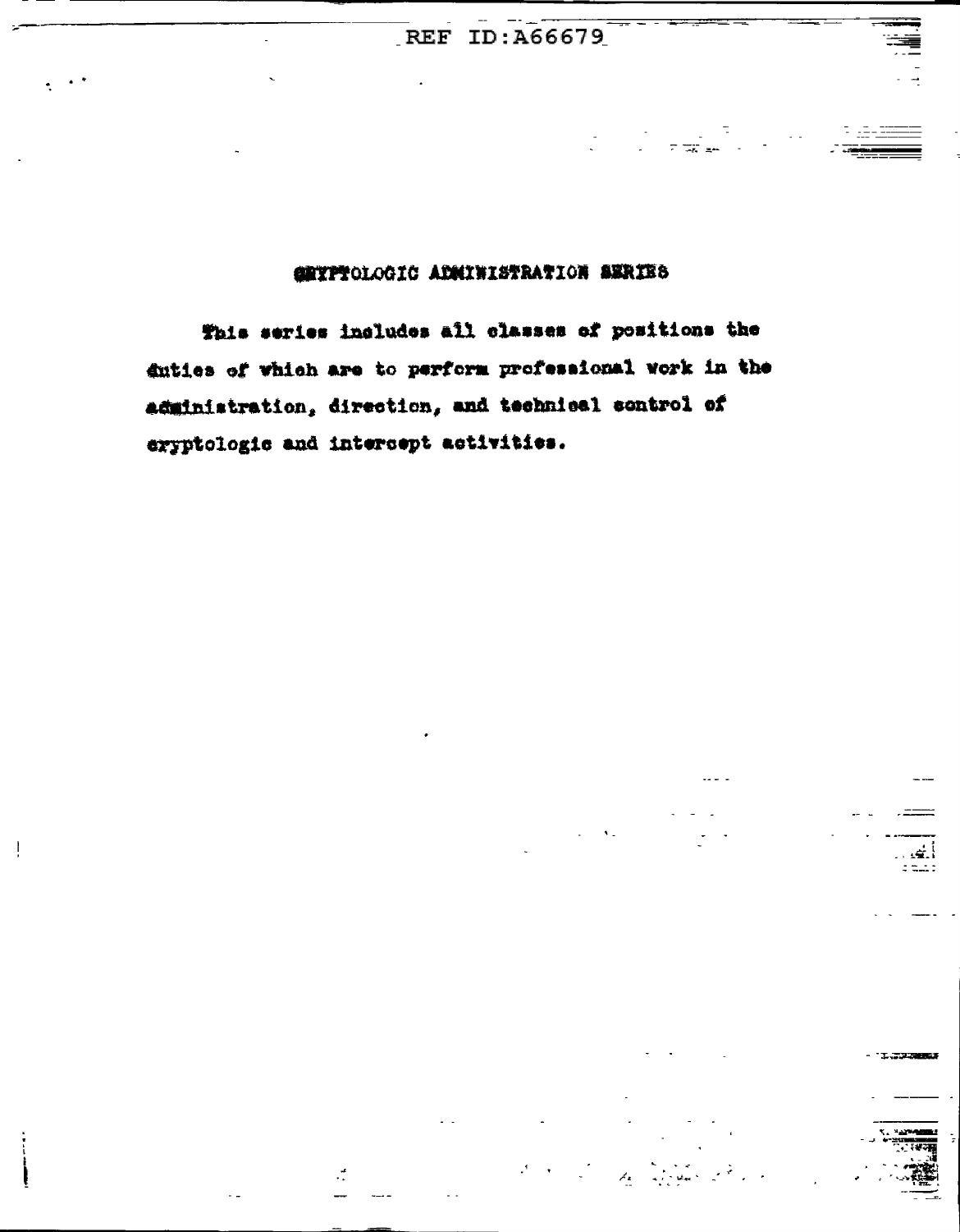## CRYPTOLOGIC ADMINISTRATION SERIES

This series includes all classes of positions the duties of which are to perform professional work in the administration, direction, and technical control of cryptologic and intercept activities.